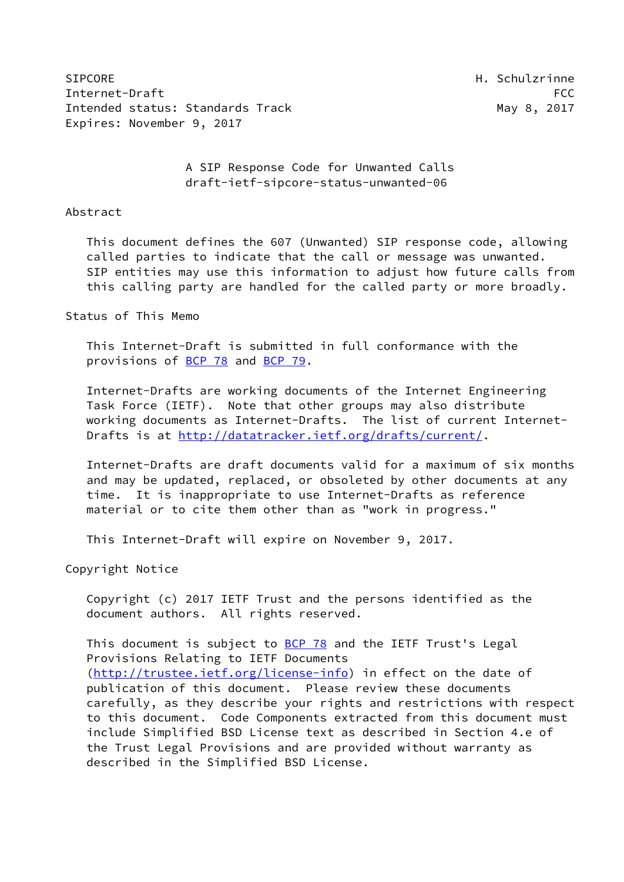SIPCORE H. Schulzrinne
Internet-Draft FCC
Intended status: Standards Track May 8, 2017
Expires: November 9, 2017

# A SIP Response Code for Unwanted Calls
draft-ietf-sipcore-status-unwanted-06

## Abstract

This document defines the 607 (Unwanted) SIP response code, allowing called parties to indicate that the call or message was unwanted. SIP entities may use this information to adjust how future calls from this calling party are handled for the called party or more broadly.

## Status of This Memo

This Internet-Draft is submitted in full conformance with the provisions of BCP 78 and BCP 79.

Internet-Drafts are working documents of the Internet Engineering Task Force (IETF). Note that other groups may also distribute working documents as Internet-Drafts. The list of current Internet-Drafts is at http://datatracker.ietf.org/drafts/current/.

Internet-Drafts are draft documents valid for a maximum of six months and may be updated, replaced, or obsoleted by other documents at any time. It is inappropriate to use Internet-Drafts as reference material or to cite them other than as "work in progress."

This Internet-Draft will expire on November 9, 2017.

## Copyright Notice

Copyright (c) 2017 IETF Trust and the persons identified as the document authors. All rights reserved.

This document is subject to BCP 78 and the IETF Trust's Legal Provisions Relating to IETF Documents (http://trustee.ietf.org/license-info) in effect on the date of publication of this document. Please review these documents carefully, as they describe your rights and restrictions with respect to this document. Code Components extracted from this document must include Simplified BSD License text as described in Section 4.e of the Trust Legal Provisions and are provided without warranty as described in the Simplified BSD License.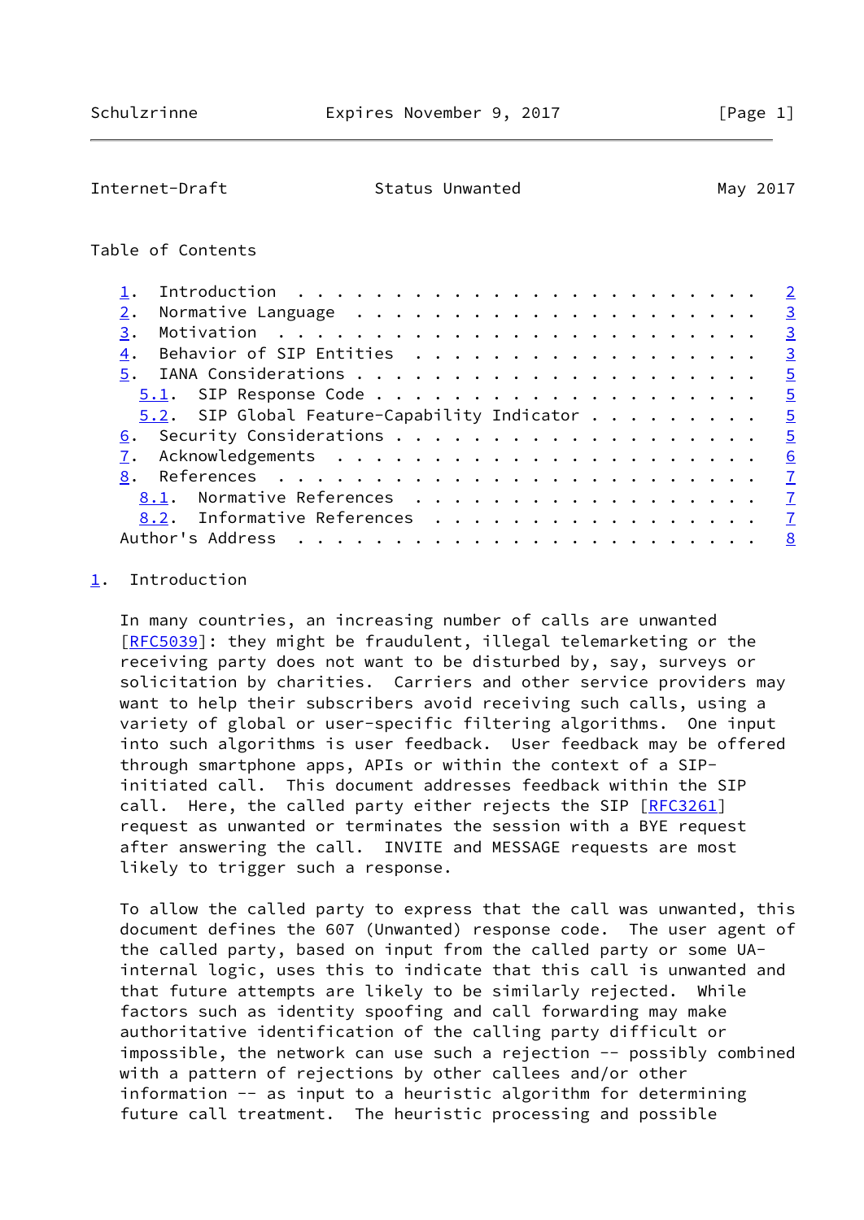Table of Contents

- 1. Introduction . . . . . . . . . . . . . . . . . . . . . . . . 2
- 2. Normative Language . . . . . . . . . . . . . . . . . . . . . 3
- 3. Motivation . . . . . . . . . . . . . . . . . . . . . . . . . 3
- 4. Behavior of SIP Entities . . . . . . . . . . . . . . . . . . 3
- 5. IANA Considerations . . . . . . . . . . . . . . . . . . . . . 5
  - 5.1. SIP Response Code . . . . . . . . . . . . . . . . . . . . 5
  - 5.2. SIP Global Feature-Capability Indicator . . . . . . . . . 5
- 6. Security Considerations . . . . . . . . . . . . . . . . . . . 5
- 7. Acknowledgements . . . . . . . . . . . . . . . . . . . . . . 6
- 8. References . . . . . . . . . . . . . . . . . . . . . . . . . 7
  - 8.1. Normative References . . . . . . . . . . . . . . . . . . 7
  - 8.2. Informative References . . . . . . . . . . . . . . . . . 7
- Author's Address . . . . . . . . . . . . . . . . . . . . . . . . 8

## 1. Introduction

In many countries, an increasing number of calls are unwanted [RFC5039]: they might be fraudulent, illegal telemarketing or the receiving party does not want to be disturbed by, say, surveys or solicitation by charities. Carriers and other service providers may want to help their subscribers avoid receiving such calls, using a variety of global or user-specific filtering algorithms. One input into such algorithms is user feedback. User feedback may be offered through smartphone apps, APIs or within the context of a SIP-initiated call. This document addresses feedback within the SIP call. Here, the called party either rejects the SIP [RFC3261] request as unwanted or terminates the session with a BYE request after answering the call. INVITE and MESSAGE requests are most likely to trigger such a response.

To allow the called party to express that the call was unwanted, this document defines the 607 (Unwanted) response code. The user agent of the called party, based on input from the called party or some UA-internal logic, uses this to indicate that this call is unwanted and that future attempts are likely to be similarly rejected. While factors such as identity spoofing and call forwarding may make authoritative identification of the calling party difficult or impossible, the network can use such a rejection -- possibly combined with a pattern of rejections by other callees and/or other information -- as input to a heuristic algorithm for determining future call treatment. The heuristic processing and possible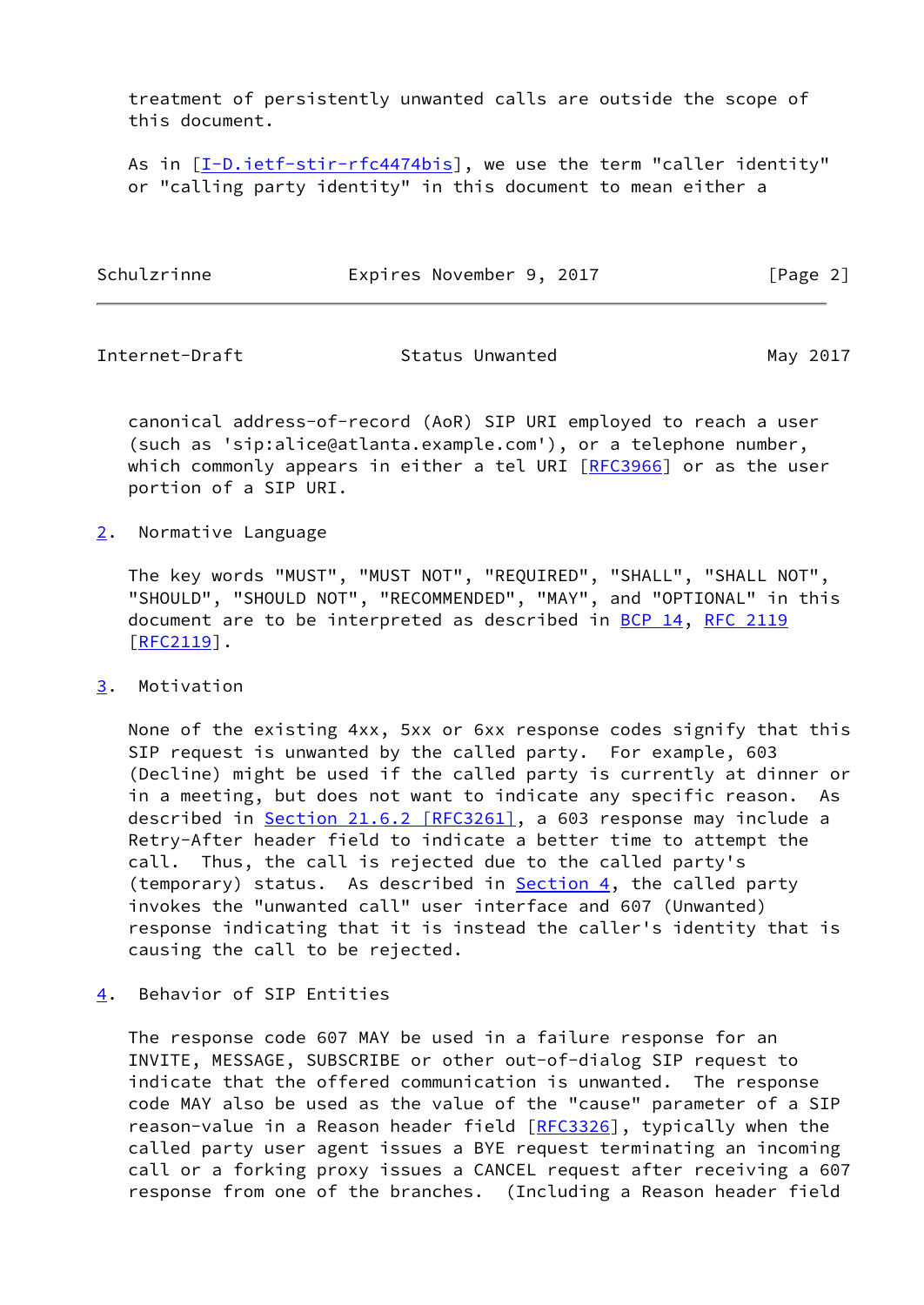treatment of persistently unwanted calls are outside the scope of this document.

As in [I-D.ietf-stir-rfc4474bis], we use the term "caller identity" or "calling party identity" in this document to mean either a canonical address-of-record (AoR) SIP URI employed to reach a user (such as 'sip:alice@atlanta.example.com'), or a telephone number, which commonly appears in either a tel URI [RFC3966] or as the user portion of a SIP URI.

## 2. Normative Language

The key words "MUST", "MUST NOT", "REQUIRED", "SHALL", "SHALL NOT", "SHOULD", "SHOULD NOT", "RECOMMENDED", "MAY", and "OPTIONAL" in this document are to be interpreted as described in BCP 14, RFC 2119 [RFC2119].

## 3. Motivation

None of the existing 4xx, 5xx or 6xx response codes signify that this SIP request is unwanted by the called party. For example, 603 (Decline) might be used if the called party is currently at dinner or in a meeting, but does not want to indicate any specific reason. As described in Section 21.6.2 [RFC3261], a 603 response may include a Retry-After header field to indicate a better time to attempt the call. Thus, the call is rejected due to the called party's (temporary) status. As described in Section 4, the called party invokes the "unwanted call" user interface and 607 (Unwanted) response indicating that it is instead the caller's identity that is causing the call to be rejected.

## 4. Behavior of SIP Entities

The response code 607 MAY be used in a failure response for an INVITE, MESSAGE, SUBSCRIBE or other out-of-dialog SIP request to indicate that the offered communication is unwanted. The response code MAY also be used as the value of the "cause" parameter of a SIP reason-value in a Reason header field [RFC3326], typically when the called party user agent issues a BYE request terminating an incoming call or a forking proxy issues a CANCEL request after receiving a 607 response from one of the branches. (Including a Reason header field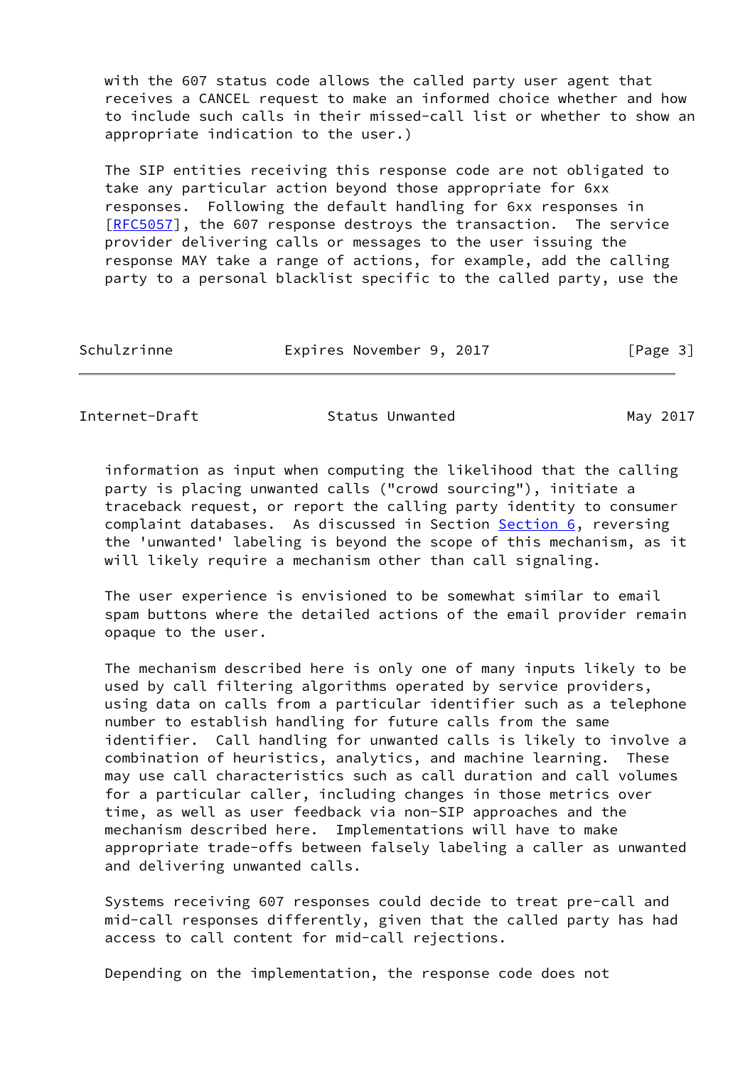with the 607 status code allows the called party user agent that receives a CANCEL request to make an informed choice whether and how to include such calls in their missed-call list or whether to show an appropriate indication to the user.)

The SIP entities receiving this response code are not obligated to take any particular action beyond those appropriate for 6xx responses. Following the default handling for 6xx responses in [RFC5057], the 607 response destroys the transaction. The service provider delivering calls or messages to the user issuing the response MAY take a range of actions, for example, add the calling party to a personal blacklist specific to the called party, use the information as input when computing the likelihood that the calling party is placing unwanted calls ("crowd sourcing"), initiate a traceback request, or report the calling party identity to consumer complaint databases. As discussed in Section Section 6, reversing the 'unwanted' labeling is beyond the scope of this mechanism, as it will likely require a mechanism other than call signaling.

The user experience is envisioned to be somewhat similar to email spam buttons where the detailed actions of the email provider remain opaque to the user.

The mechanism described here is only one of many inputs likely to be used by call filtering algorithms operated by service providers, using data on calls from a particular identifier such as a telephone number to establish handling for future calls from the same identifier. Call handling for unwanted calls is likely to involve a combination of heuristics, analytics, and machine learning. These may use call characteristics such as call duration and call volumes for a particular caller, including changes in those metrics over time, as well as user feedback via non-SIP approaches and the mechanism described here. Implementations will have to make appropriate trade-offs between falsely labeling a caller as unwanted and delivering unwanted calls.

Systems receiving 607 responses could decide to treat pre-call and mid-call responses differently, given that the called party has had access to call content for mid-call rejections.

Depending on the implementation, the response code does not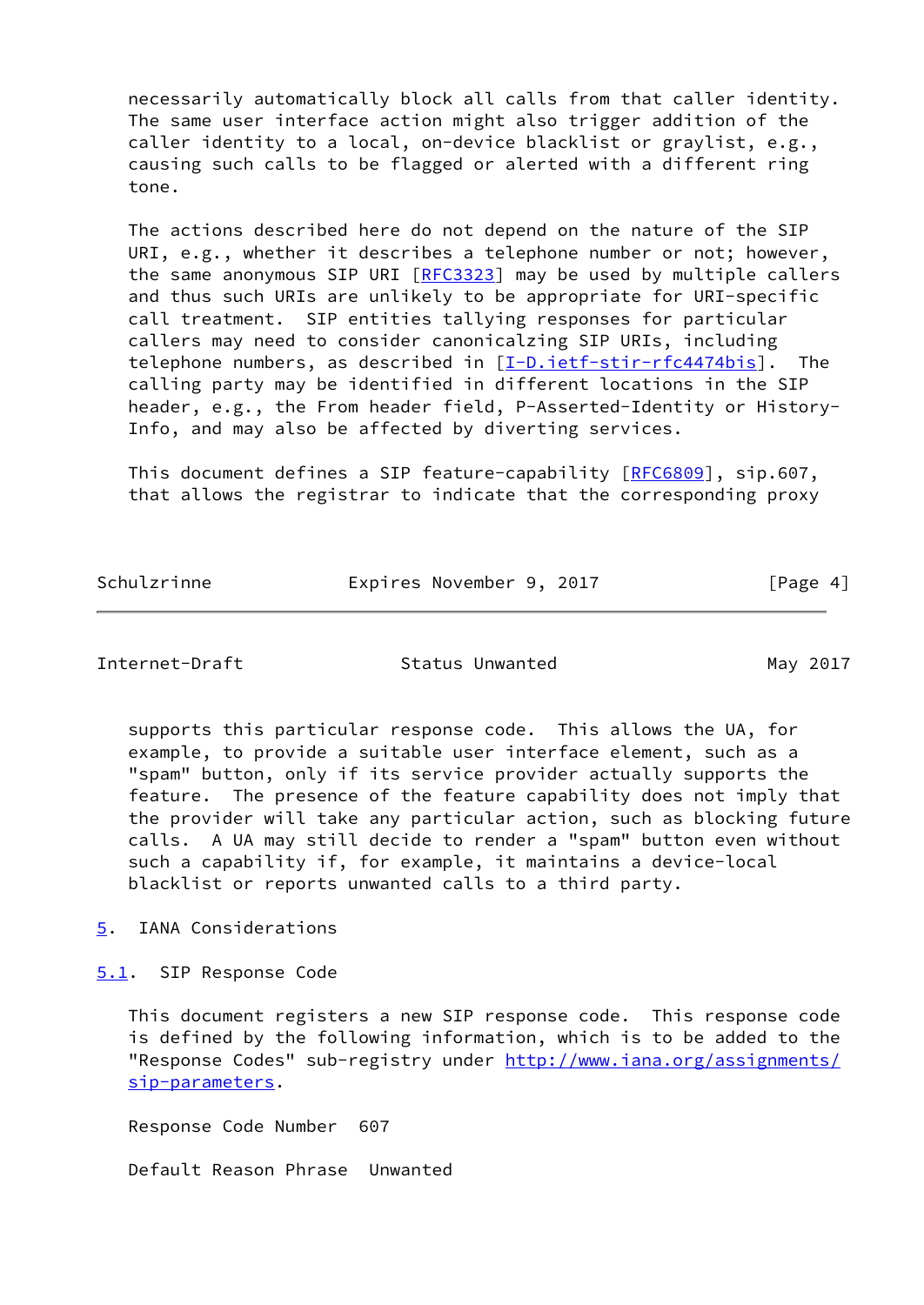necessarily automatically block all calls from that caller identity. The same user interface action might also trigger addition of the caller identity to a local, on-device blacklist or graylist, e.g., causing such calls to be flagged or alerted with a different ring tone.

The actions described here do not depend on the nature of the SIP URI, e.g., whether it describes a telephone number or not; however, the same anonymous SIP URI [RFC3323] may be used by multiple callers and thus such URIs are unlikely to be appropriate for URI-specific call treatment. SIP entities tallying responses for particular callers may need to consider canonicalzing SIP URIs, including telephone numbers, as described in [I-D.ietf-stir-rfc4474bis]. The calling party may be identified in different locations in the SIP header, e.g., the From header field, P-Asserted-Identity or History-Info, and may also be affected by diverting services.

This document defines a SIP feature-capability [RFC6809], sip.607, that allows the registrar to indicate that the corresponding proxy supports this particular response code. This allows the UA, for example, to provide a suitable user interface element, such as a "spam" button, only if its service provider actually supports the feature. The presence of the feature capability does not imply that the provider will take any particular action, such as blocking future calls. A UA may still decide to render a "spam" button even without such a capability if, for example, it maintains a device-local blacklist or reports unwanted calls to a third party.

## 5. IANA Considerations

### 5.1. SIP Response Code

This document registers a new SIP response code. This response code is defined by the following information, which is to be added to the "Response Codes" sub-registry under http://www.iana.org/assignments/sip-parameters.

Response Code Number 607

Default Reason Phrase Unwanted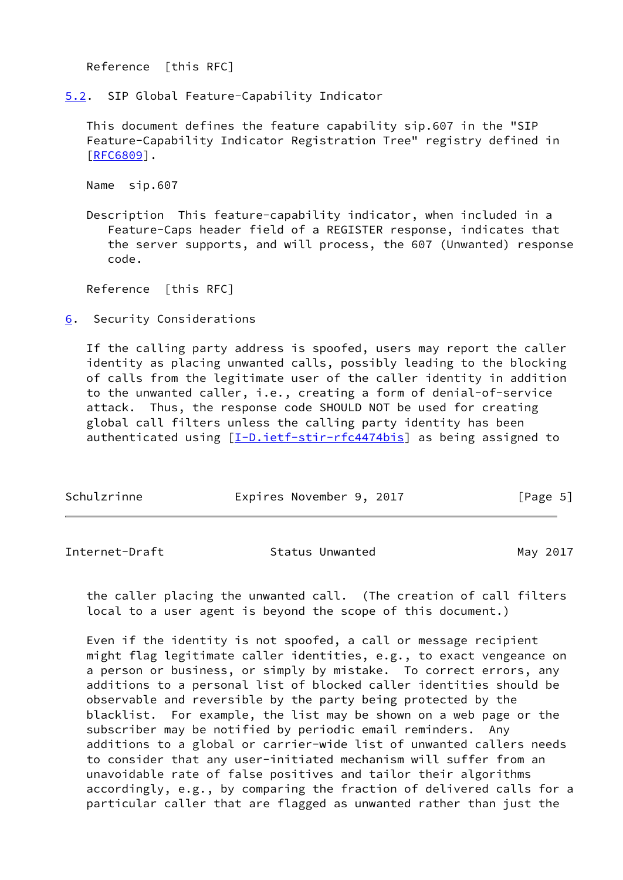Reference [this RFC]

## 5.2. SIP Global Feature-Capability Indicator

This document defines the feature capability sip.607 in the "SIP Feature-Capability Indicator Registration Tree" registry defined in [RFC6809].

Name sip.607

Description This feature-capability indicator, when included in a Feature-Caps header field of a REGISTER response, indicates that the server supports, and will process, the 607 (Unwanted) response code.

Reference [this RFC]

# 6. Security Considerations

If the calling party address is spoofed, users may report the caller identity as placing unwanted calls, possibly leading to the blocking of calls from the legitimate user of the caller identity in addition to the unwanted caller, i.e., creating a form of denial-of-service attack. Thus, the response code SHOULD NOT be used for creating global call filters unless the calling party identity has been authenticated using [I-D.ietf-stir-rfc4474bis] as being assigned to the caller placing the unwanted call. (The creation of call filters local to a user agent is beyond the scope of this document.)

Even if the identity is not spoofed, a call or message recipient might flag legitimate caller identities, e.g., to exact vengeance on a person or business, or simply by mistake. To correct errors, any additions to a personal list of blocked caller identities should be observable and reversible by the party being protected by the blacklist. For example, the list may be shown on a web page or the subscriber may be notified by periodic email reminders. Any additions to a global or carrier-wide list of unwanted callers needs to consider that any user-initiated mechanism will suffer from an unavoidable rate of false positives and tailor their algorithms accordingly, e.g., by comparing the fraction of delivered calls for a particular caller that are flagged as unwanted rather than just the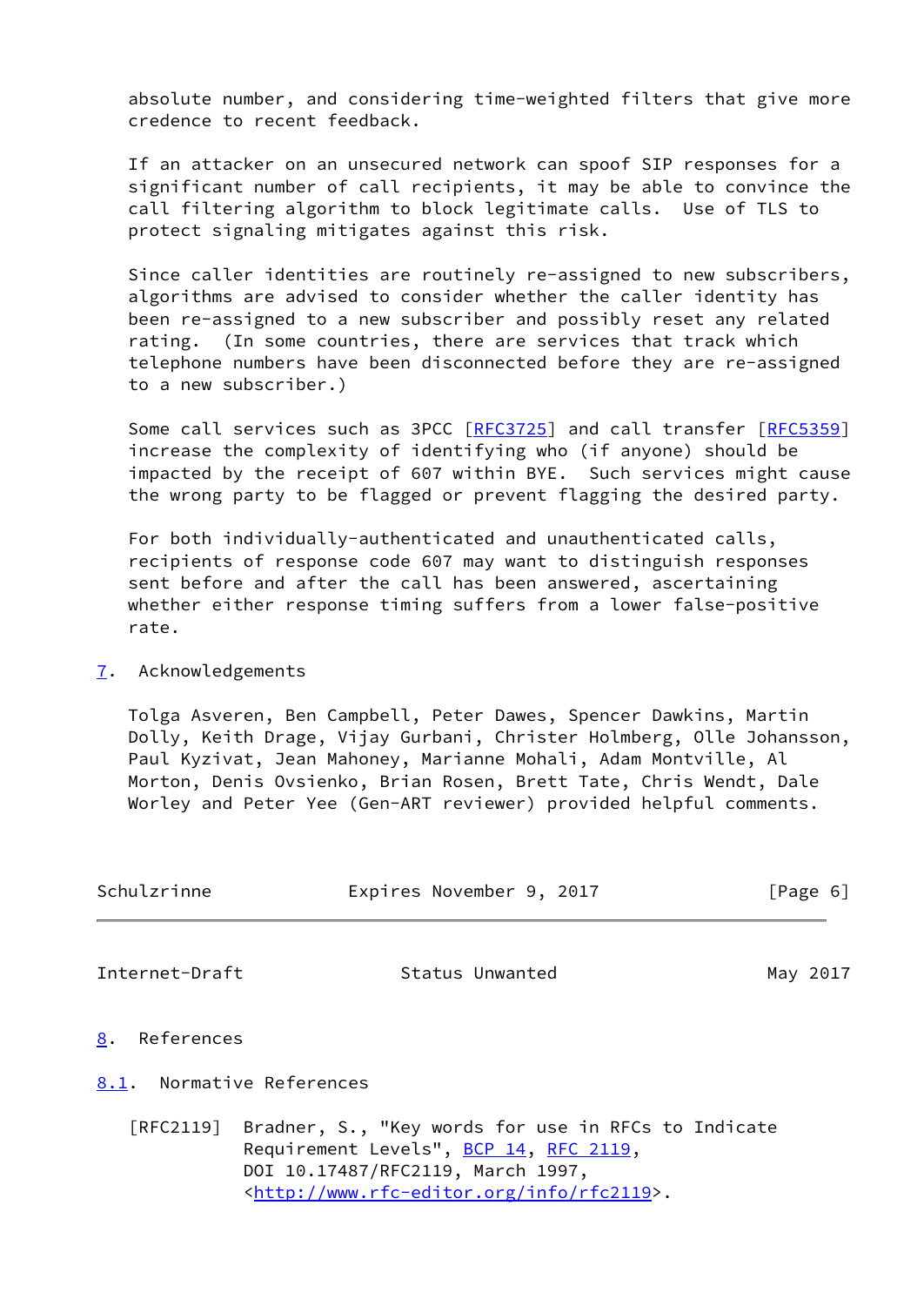absolute number, and considering time-weighted filters that give more credence to recent feedback.

If an attacker on an unsecured network can spoof SIP responses for a significant number of call recipients, it may be able to convince the call filtering algorithm to block legitimate calls. Use of TLS to protect signaling mitigates against this risk.

Since caller identities are routinely re-assigned to new subscribers, algorithms are advised to consider whether the caller identity has been re-assigned to a new subscriber and possibly reset any related rating. (In some countries, there are services that track which telephone numbers have been disconnected before they are re-assigned to a new subscriber.)

Some call services such as 3PCC [RFC3725] and call transfer [RFC5359] increase the complexity of identifying who (if anyone) should be impacted by the receipt of 607 within BYE. Such services might cause the wrong party to be flagged or prevent flagging the desired party.

For both individually-authenticated and unauthenticated calls, recipients of response code 607 may want to distinguish responses sent before and after the call has been answered, ascertaining whether either response timing suffers from a lower false-positive rate.

## 7. Acknowledgements

Tolga Asveren, Ben Campbell, Peter Dawes, Spencer Dawkins, Martin Dolly, Keith Drage, Vijay Gurbani, Christer Holmberg, Olle Johansson, Paul Kyzivat, Jean Mahoney, Marianne Mohali, Adam Montville, Al Morton, Denis Ovsienko, Brian Rosen, Brett Tate, Chris Wendt, Dale Worley and Peter Yee (Gen-ART reviewer) provided helpful comments.

## 8. References

### 8.1. Normative References

[RFC2119] Bradner, S., "Key words for use in RFCs to Indicate Requirement Levels", BCP 14, RFC 2119, DOI 10.17487/RFC2119, March 1997, <http://www.rfc-editor.org/info/rfc2119>.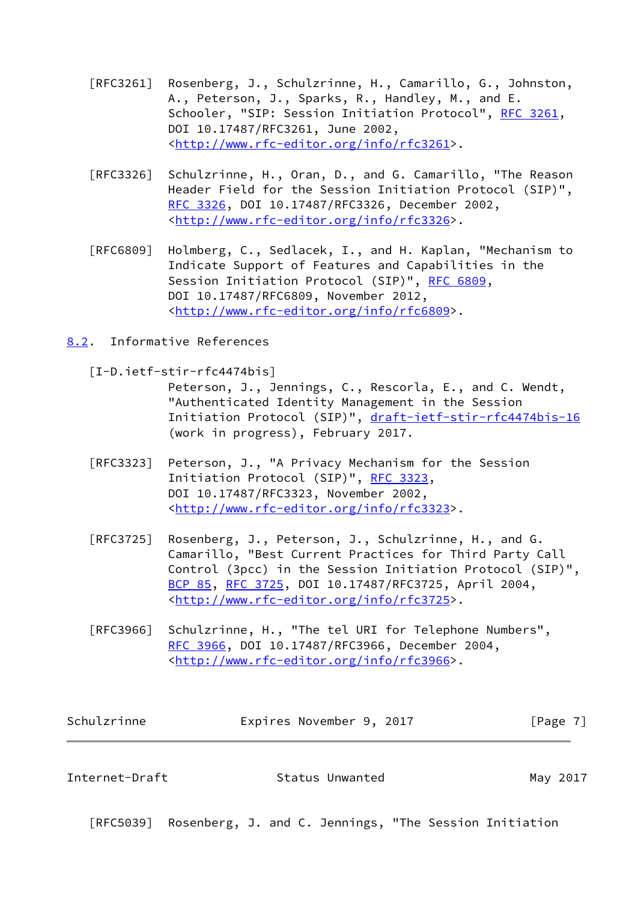[RFC3261] Rosenberg, J., Schulzrinne, H., Camarillo, G., Johnston, A., Peterson, J., Sparks, R., Handley, M., and E. Schooler, "SIP: Session Initiation Protocol", RFC 3261, DOI 10.17487/RFC3261, June 2002, <http://www.rfc-editor.org/info/rfc3261>.

[RFC3326] Schulzrinne, H., Oran, D., and G. Camarillo, "The Reason Header Field for the Session Initiation Protocol (SIP)", RFC 3326, DOI 10.17487/RFC3326, December 2002, <http://www.rfc-editor.org/info/rfc3326>.

[RFC6809] Holmberg, C., Sedlacek, I., and H. Kaplan, "Mechanism to Indicate Support of Features and Capabilities in the Session Initiation Protocol (SIP)", RFC 6809, DOI 10.17487/RFC6809, November 2012, <http://www.rfc-editor.org/info/rfc6809>.

## 8.2. Informative References

[I-D.ietf-stir-rfc4474bis] Peterson, J., Jennings, C., Rescorla, E., and C. Wendt, "Authenticated Identity Management in the Session Initiation Protocol (SIP)", draft-ietf-stir-rfc4474bis-16 (work in progress), February 2017.

[RFC3323] Peterson, J., "A Privacy Mechanism for the Session Initiation Protocol (SIP)", RFC 3323, DOI 10.17487/RFC3323, November 2002, <http://www.rfc-editor.org/info/rfc3323>.

[RFC3725] Rosenberg, J., Peterson, J., Schulzrinne, H., and G. Camarillo, "Best Current Practices for Third Party Call Control (3pcc) in the Session Initiation Protocol (SIP)", BCP 85, RFC 3725, DOI 10.17487/RFC3725, April 2004, <http://www.rfc-editor.org/info/rfc3725>.

[RFC3966] Schulzrinne, H., "The tel URI for Telephone Numbers", RFC 3966, DOI 10.17487/RFC3966, December 2004, <http://www.rfc-editor.org/info/rfc3966>.

[RFC5039] Rosenberg, J. and C. Jennings, "The Session Initiation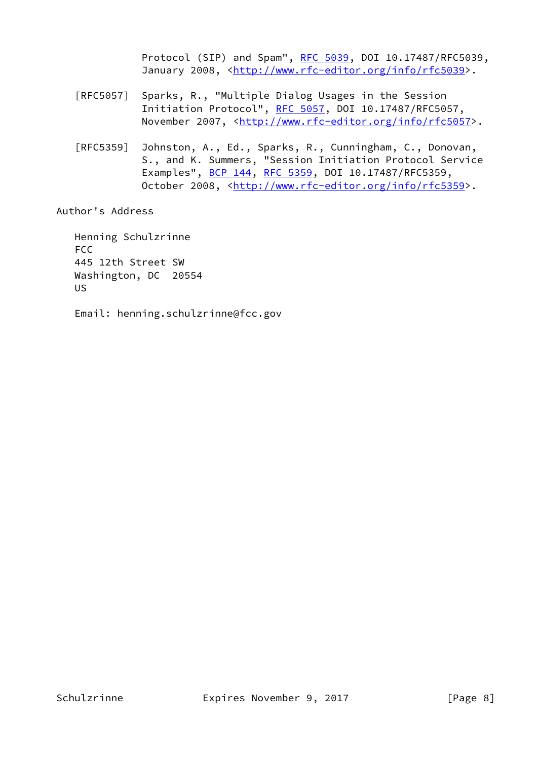Protocol (SIP) and Spam", RFC 5039, DOI 10.17487/RFC5039, January 2008, <http://www.rfc-editor.org/info/rfc5039>.

[RFC5057] Sparks, R., "Multiple Dialog Usages in the Session Initiation Protocol", RFC 5057, DOI 10.17487/RFC5057, November 2007, <http://www.rfc-editor.org/info/rfc5057>.

[RFC5359] Johnston, A., Ed., Sparks, R., Cunningham, C., Donovan, S., and K. Summers, "Session Initiation Protocol Service Examples", BCP 144, RFC 5359, DOI 10.17487/RFC5359, October 2008, <http://www.rfc-editor.org/info/rfc5359>.

## Author's Address

Henning Schulzrinne
FCC
445 12th Street SW
Washington, DC 20554
US

Email: henning.schulzrinne@fcc.gov